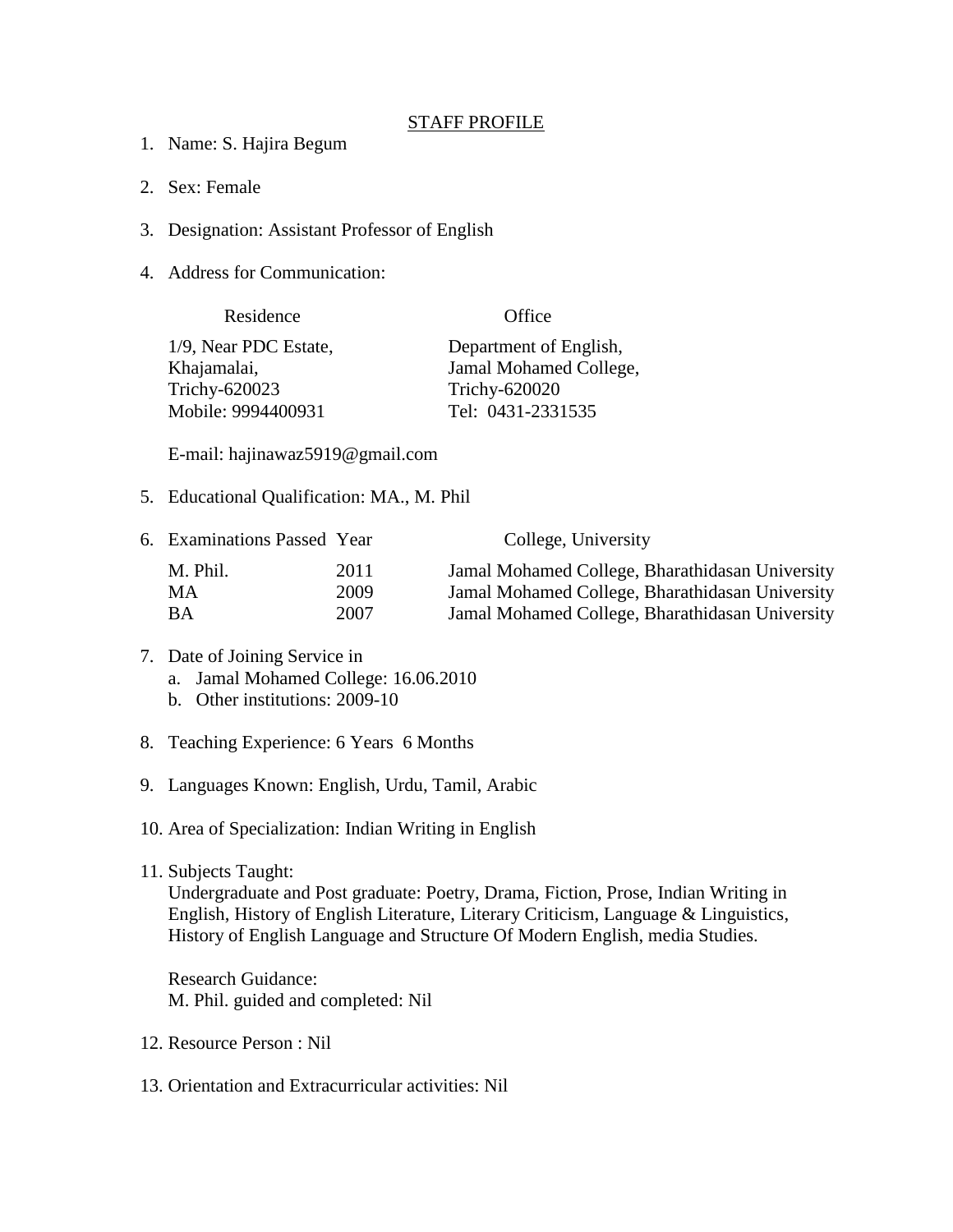# STAFF PROFILE

1. Name: S. Hajira Begum

2. Sex: Female

3. Designation: Assistant Professor of English

4. Address for Communication:

| Residence | Office |
|---|---|
| 1/9, Near PDC Estate,<br>Khajamalai,<br>Trichy-620023<br>Mobile: 9994400931 | Department of English,<br>Jamal Mohamed College,<br>Trichy-620020<br>Tel: 0431-2331535 |

   E-mail: hajinawaz5919@gmail.com

5. Educational Qualification: MA., M. Phil

6. Examinations Passed

| Examinations Passed | Year | College, University |
|---|---|---|
| M. Phil. | 2011 | Jamal Mohamed College, Bharathidasan University |
| MA | 2009 | Jamal Mohamed College, Bharathidasan University |
| BA | 2007 | Jamal Mohamed College, Bharathidasan University |

7. Date of Joining Service in
   a. Jamal Mohamed College: 16.06.2010
   b. Other institutions: 2009-10

8. Teaching Experience: 6 Years 6 Months

9. Languages Known: English, Urdu, Tamil, Arabic

10. Area of Specialization: Indian Writing in English

11. Subjects Taught:
    Undergraduate and Post graduate: Poetry, Drama, Fiction, Prose, Indian Writing in English, History of English Literature, Literary Criticism, Language & Linguistics, History of English Language and Structure Of Modern English, media Studies.

    Research Guidance:
    M. Phil. guided and completed: Nil

12. Resource Person : Nil

13. Orientation and Extracurricular activities: Nil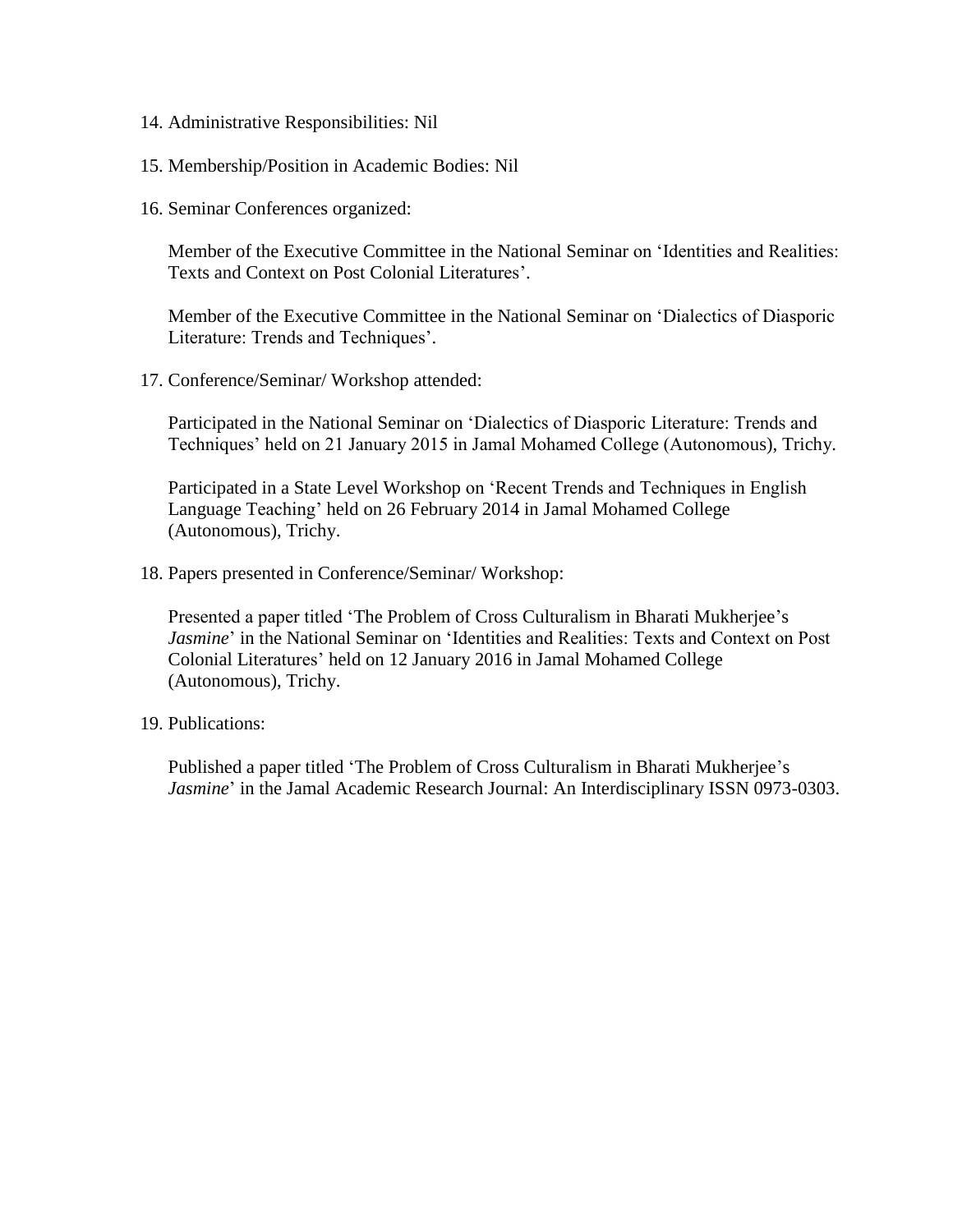14. Administrative Responsibilities: Nil

15. Membership/Position in Academic Bodies: Nil

16. Seminar Conferences organized:

    Member of the Executive Committee in the National Seminar on 'Identities and Realities: Texts and Context on Post Colonial Literatures'.

    Member of the Executive Committee in the National Seminar on 'Dialectics of Diasporic Literature: Trends and Techniques'.

17. Conference/Seminar/ Workshop attended:

    Participated in the National Seminar on 'Dialectics of Diasporic Literature: Trends and Techniques' held on 21 January 2015 in Jamal Mohamed College (Autonomous), Trichy.

    Participated in a State Level Workshop on 'Recent Trends and Techniques in English Language Teaching' held on 26 February 2014 in Jamal Mohamed College (Autonomous), Trichy.

18. Papers presented in Conference/Seminar/ Workshop:

    Presented a paper titled 'The Problem of Cross Culturalism in Bharati Mukherjee's *Jasmine*' in the National Seminar on 'Identities and Realities: Texts and Context on Post Colonial Literatures' held on 12 January 2016 in Jamal Mohamed College (Autonomous), Trichy.

19. Publications:

    Published a paper titled 'The Problem of Cross Culturalism in Bharati Mukherjee's *Jasmine*' in the Jamal Academic Research Journal: An Interdisciplinary ISSN 0973-0303.